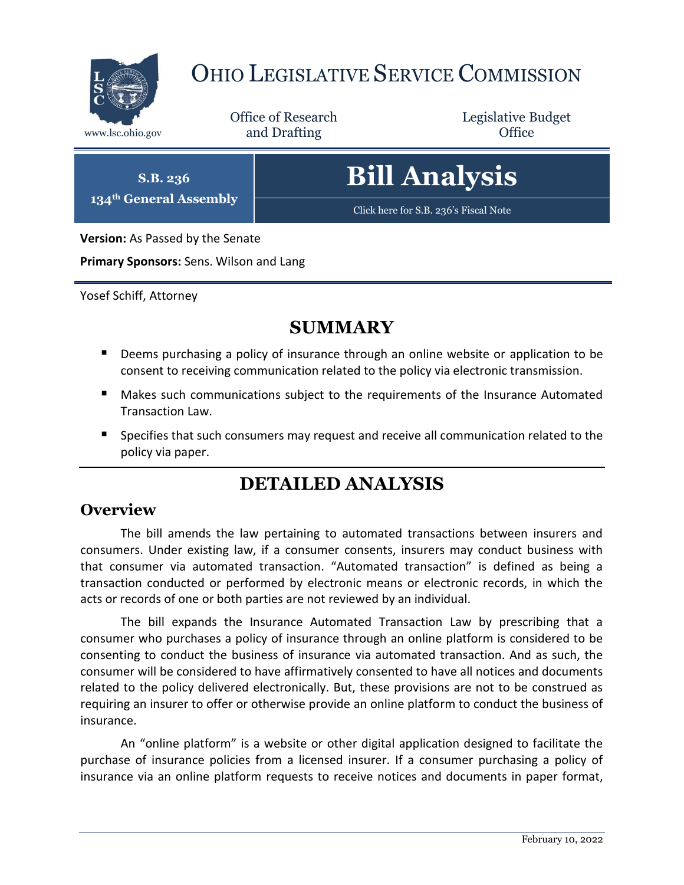# OHIO LEGISLATIVE SERVICE COMMISSION

www.lsc.ohio.gov

Office of Research and Drafting

Legislative Budget Office

**S.B. 236**
**134th General Assembly**

# Bill Analysis

Click here for S.B. 236's Fiscal Note

**Version:** As Passed by the Senate

**Primary Sponsors:** Sens. Wilson and Lang

Yosef Schiff, Attorney

## SUMMARY

- Deems purchasing a policy of insurance through an online website or application to be consent to receiving communication related to the policy via electronic transmission.
- Makes such communications subject to the requirements of the Insurance Automated Transaction Law.
- Specifies that such consumers may request and receive all communication related to the policy via paper.

## DETAILED ANALYSIS

### Overview

The bill amends the law pertaining to automated transactions between insurers and consumers. Under existing law, if a consumer consents, insurers may conduct business with that consumer via automated transaction. "Automated transaction" is defined as being a transaction conducted or performed by electronic means or electronic records, in which the acts or records of one or both parties are not reviewed by an individual.

The bill expands the Insurance Automated Transaction Law by prescribing that a consumer who purchases a policy of insurance through an online platform is considered to be consenting to conduct the business of insurance via automated transaction. And as such, the consumer will be considered to have affirmatively consented to have all notices and documents related to the policy delivered electronically. But, these provisions are not to be construed as requiring an insurer to offer or otherwise provide an online platform to conduct the business of insurance.

An "online platform" is a website or other digital application designed to facilitate the purchase of insurance policies from a licensed insurer. If a consumer purchasing a policy of insurance via an online platform requests to receive notices and documents in paper format,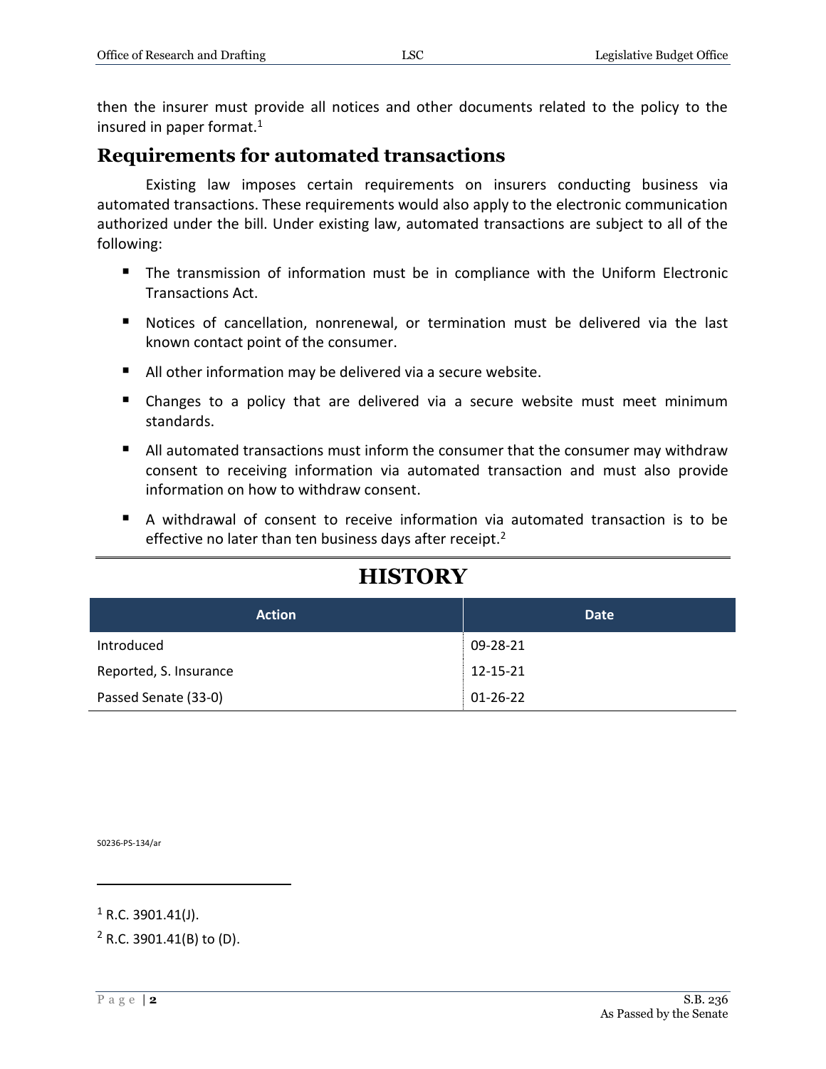then the insurer must provide all notices and other documents related to the policy to the insured in paper format.[1]

## Requirements for automated transactions

Existing law imposes certain requirements on insurers conducting business via automated transactions. These requirements would also apply to the electronic communication authorized under the bill. Under existing law, automated transactions are subject to all of the following:

- The transmission of information must be in compliance with the Uniform Electronic Transactions Act.
- Notices of cancellation, nonrenewal, or termination must be delivered via the last known contact point of the consumer.
- All other information may be delivered via a secure website.
- Changes to a policy that are delivered via a secure website must meet minimum standards.
- All automated transactions must inform the consumer that the consumer may withdraw consent to receiving information via automated transaction and must also provide information on how to withdraw consent.
- A withdrawal of consent to receive information via automated transaction is to be effective no later than ten business days after receipt.[2]

# HISTORY

| Action | Date |
| --- | --- |
| Introduced | 09-28-21 |
| Reported, S. Insurance | 12-15-21 |
| Passed Senate (33-0) | 01-26-22 |

S0236-PS-134/ar

[1] R.C. 3901.41(J).

[2] R.C. 3901.41(B) to (D).